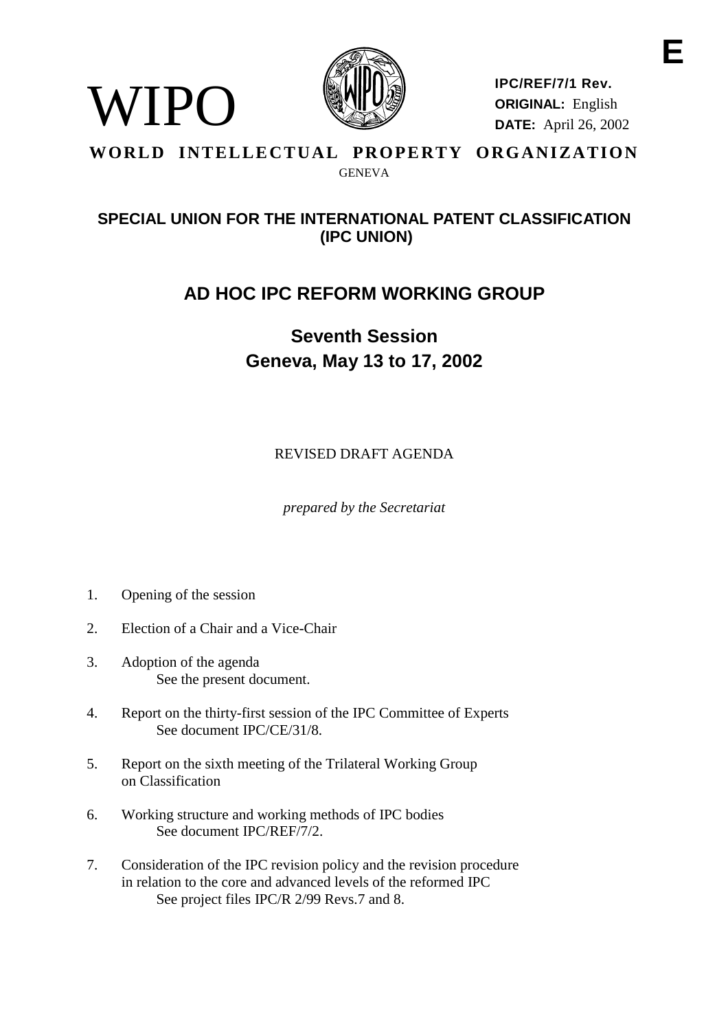**E**

WIPO

**IPC/REF/7/1 Rev.**
**ORIGINAL:** English
**DATE:** April 26, 2002

**WORLD INTELLECTUAL PROPERTY ORGANIZATION**

GENEVA

## SPECIAL UNION FOR THE INTERNATIONAL PATENT CLASSIFICATION (IPC UNION)

# AD HOC IPC REFORM WORKING GROUP

## Seventh Session
## Geneva, May 13 to 17, 2002

REVISED DRAFT AGENDA

*prepared by the Secretariat*

1. Opening of the session
2. Election of a Chair and a Vice-Chair
3. Adoption of the agenda
   See the present document.
4. Report on the thirty-first session of the IPC Committee of Experts
   See document IPC/CE/31/8.
5. Report on the sixth meeting of the Trilateral Working Group on Classification
6. Working structure and working methods of IPC bodies
   See document IPC/REF/7/2.
7. Consideration of the IPC revision policy and the revision procedure in relation to the core and advanced levels of the reformed IPC
   See project files IPC/R 2/99 Revs.7 and 8.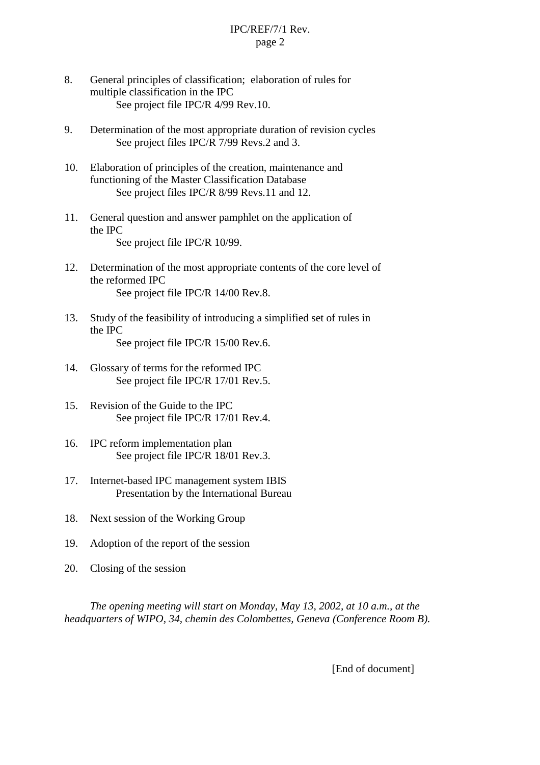8. General principles of classification;  elaboration of rules for multiple classification in the IPC
   See project file IPC/R 4/99 Rev.10.

9. Determination of the most appropriate duration of revision cycles
   See project files IPC/R 7/99 Revs.2 and 3.

10. Elaboration of principles of the creation, maintenance and functioning of the Master Classification Database
    See project files IPC/R 8/99 Revs.11 and 12.

11. General question and answer pamphlet on the application of the IPC
    See project file IPC/R 10/99.

12. Determination of the most appropriate contents of the core level of the reformed IPC
    See project file IPC/R 14/00 Rev.8.

13. Study of the feasibility of introducing a simplified set of rules in the IPC
    See project file IPC/R 15/00 Rev.6.

14. Glossary of terms for the reformed IPC
    See project file IPC/R 17/01 Rev.5.

15. Revision of the Guide to the IPC
    See project file IPC/R 17/01 Rev.4.

16. IPC reform implementation plan
    See project file IPC/R 18/01 Rev.3.

17. Internet-based IPC management system IBIS
    Presentation by the International Bureau

18. Next session of the Working Group

19. Adoption of the report of the session

20. Closing of the session

*The opening meeting will start on Monday, May 13, 2002, at 10 a.m., at the headquarters of WIPO, 34, chemin des Colombettes, Geneva (Conference Room B).*

[End of document]